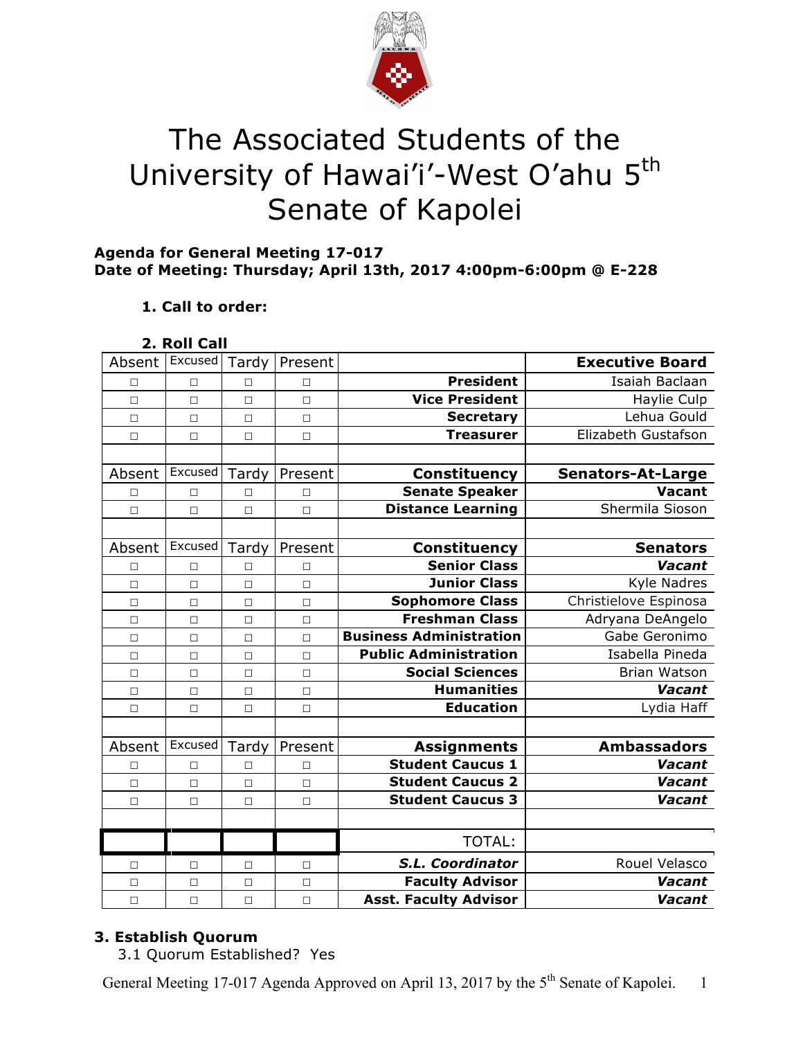# The Associated Students of the University of Hawai'i-West O'ahu 5th Senate of Kapolei

**Agenda for General Meeting 17-017**
**Date of Meeting: Thursday; April 13th, 2017 4:00pm-6:00pm @ E-228**

**1. Call to order:**

**2. Roll Call**

| Absent | Excused | Tardy | Present | | **Executive Board** |
|---|---|---|---|---|---|
| □ | □ | □ | □ | **President** | Isaiah Baclaan |
| □ | □ | □ | □ | **Vice President** | Haylie Culp |
| □ | □ | □ | □ | **Secretary** | Lehua Gould |
| □ | □ | □ | □ | **Treasurer** | Elizabeth Gustafson |
| | | | | | |
| Absent | Excused | Tardy | Present | **Constituency** | **Senators-At-Large** |
| □ | □ | □ | □ | **Senate Speaker** | **Vacant** |
| □ | □ | □ | □ | **Distance Learning** | Shermila Sioson |
| | | | | | |
| Absent | Excused | Tardy | Present | **Constituency** | **Senators** |
| □ | □ | □ | □ | **Senior Class** | ***Vacant*** |
| □ | □ | □ | □ | **Junior Class** | Kyle Nadres |
| □ | □ | □ | □ | **Sophomore Class** | Christielove Espinosa |
| □ | □ | □ | □ | **Freshman Class** | Adryana DeAngelo |
| □ | □ | □ | □ | **Business Administration** | Gabe Geronimo |
| □ | □ | □ | □ | **Public Administration** | Isabella Pineda |
| □ | □ | □ | □ | **Social Sciences** | Brian Watson |
| □ | □ | □ | □ | **Humanities** | ***Vacant*** |
| □ | □ | □ | □ | **Education** | Lydia Haff |
| | | | | | |
| Absent | Excused | Tardy | Present | **Assignments** | **Ambassadors** |
| □ | □ | □ | □ | **Student Caucus 1** | ***Vacant*** |
| □ | □ | □ | □ | **Student Caucus 2** | ***Vacant*** |
| □ | □ | □ | □ | **Student Caucus 3** | ***Vacant*** |
| | | | | | |
| | | | | TOTAL: | |
| □ | □ | □ | □ | ***S.L. Coordinator*** | Rouel Velasco |
| □ | □ | □ | □ | **Faculty Advisor** | ***Vacant*** |
| □ | □ | □ | □ | **Asst. Faculty Advisor** | ***Vacant*** |

**3. Establish Quorum**

3.1 Quorum Established? Yes

General Meeting 17-017 Agenda Approved on April 13, 2017 by the 5th Senate of Kapolei.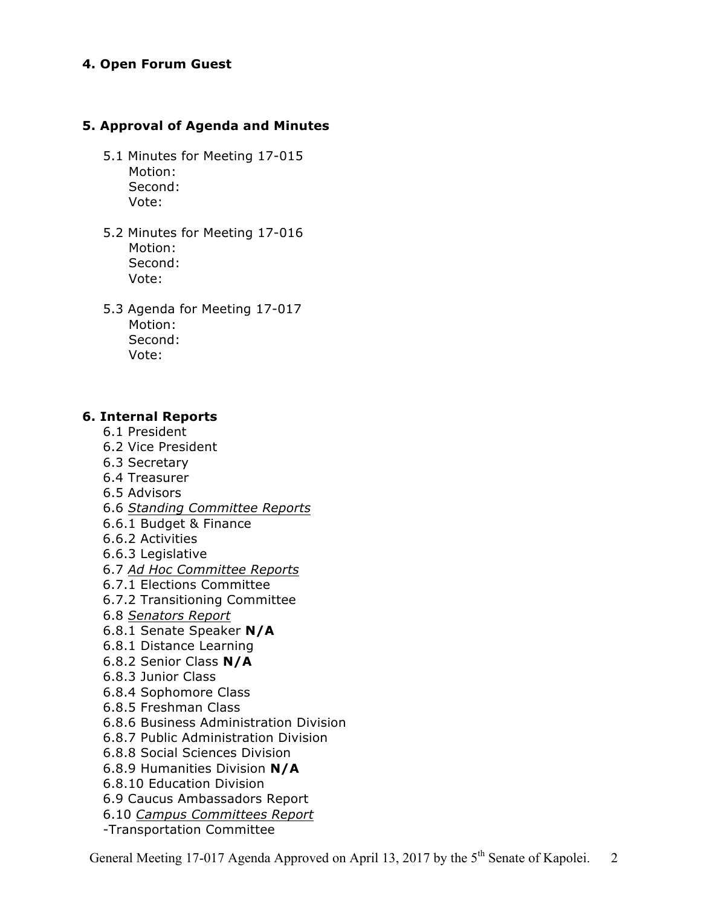## 4. Open Forum Guest

## 5. Approval of Agenda and Minutes

5.1 Minutes for Meeting 17-015
Motion:
Second:
Vote:

5.2 Minutes for Meeting 17-016
Motion:
Second:
Vote:

5.3 Agenda for Meeting 17-017
Motion:
Second:
Vote:

## 6. Internal Reports

6.1 President
6.2 Vice President
6.3 Secretary
6.4 Treasurer
6.5 Advisors
6.6 *Standing Committee Reports*
6.6.1 Budget & Finance
6.6.2 Activities
6.6.3 Legislative
6.7 *Ad Hoc Committee Reports*
6.7.1 Elections Committee
6.7.2 Transitioning Committee
6.8 *Senators Report*
6.8.1 Senate Speaker **N/A**
6.8.1 Distance Learning
6.8.2 Senior Class **N/A**
6.8.3 Junior Class
6.8.4 Sophomore Class
6.8.5 Freshman Class
6.8.6 Business Administration Division
6.8.7 Public Administration Division
6.8.8 Social Sciences Division
6.8.9 Humanities Division **N/A**
6.8.10 Education Division
6.9 Caucus Ambassadors Report
6.10 *Campus Committees Report*
-Transportation Committee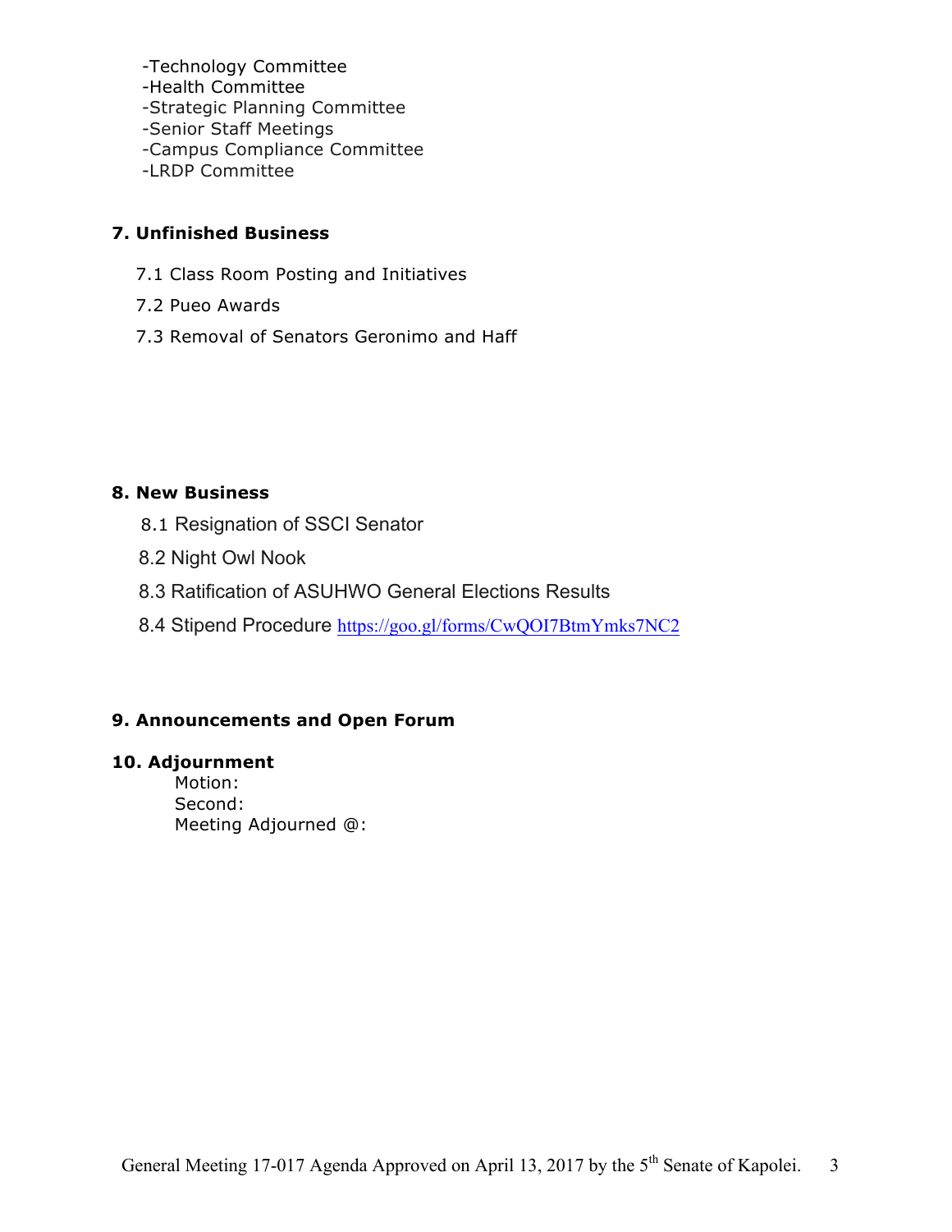-Technology Committee
-Health Committee
-Strategic Planning Committee
-Senior Staff Meetings
-Campus Compliance Committee
-LRDP Committee

**7. Unfinished Business**

7.1 Class Room Posting and Initiatives

7.2 Pueo Awards

7.3 Removal of Senators Geronimo and Haff

**8. New Business**

8.1 Resignation of SSCI Senator

8.2 Night Owl Nook

8.3 Ratification of ASUHWO General Elections Results

8.4 Stipend Procedure https://goo.gl/forms/CwQOI7BtmYmks7NC2

**9. Announcements and Open Forum**

**10. Adjournment**

Motion:
Second:
Meeting Adjourned @: